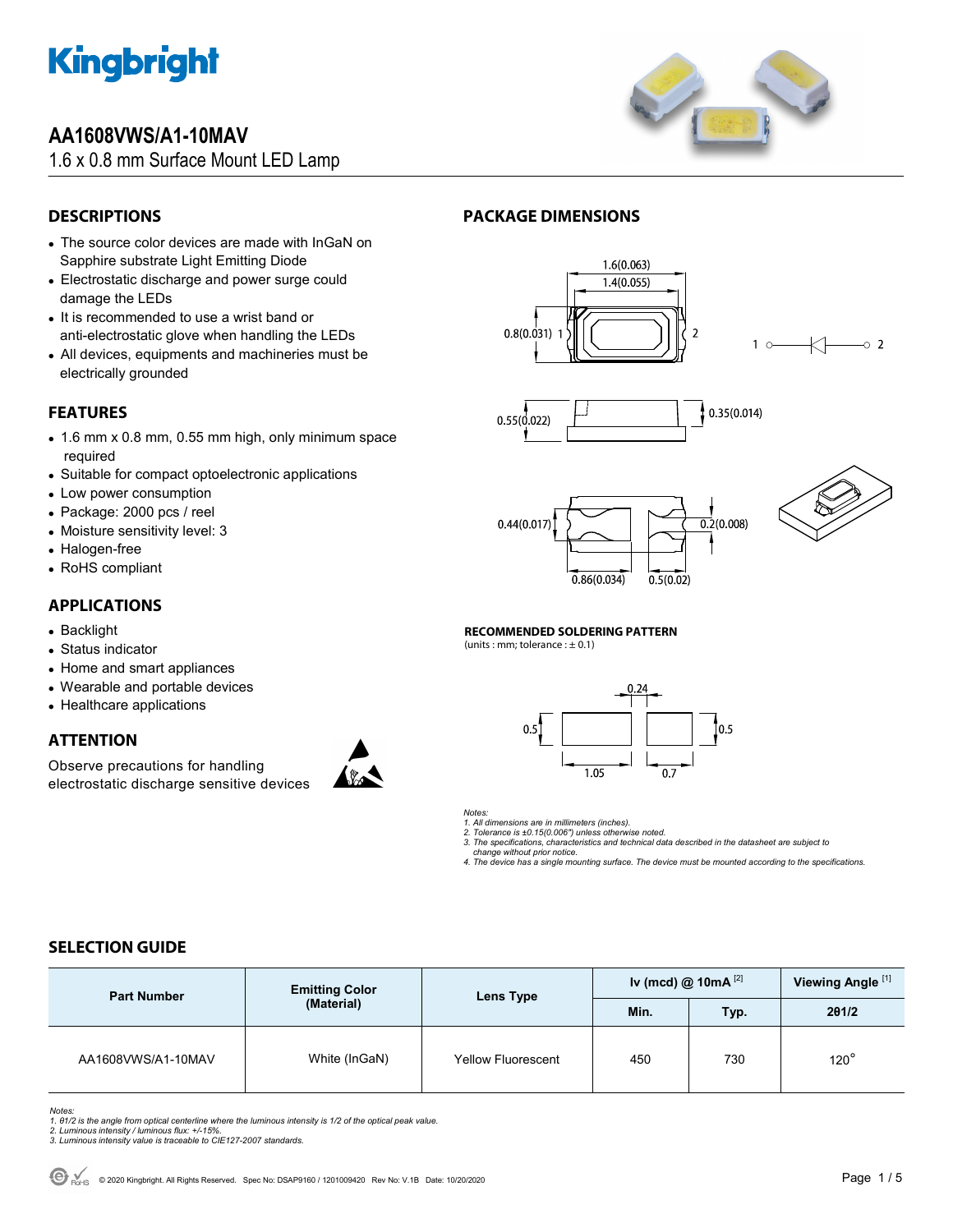# Kingbright

## AA1608VWS/A1-10MAV

1.6 x 0.8 mm Surface Mount LED Lamp

## DESCRIPTIONS

- The source color devices are made with InGaN on Sapphire substrate Light Emitting Diode
- Electrostatic discharge and power surge could damage the LEDs
- It is recommended to use a wrist band or anti-electrostatic glove when handling the LEDs
- All devices, equipments and machineries must be electrically grounded

## FEATURES

- 1.6 mm x 0.8 mm, 0.55 mm high, only minimum space required
- Suitable for compact optoelectronic applications
- Low power consumption
- Package: 2000 pcs / reel
- Moisture sensitivity level: 3
- Halogen-free
- RoHS compliant

## APPLICATIONS

- Backlight
- Status indicator
- Home and smart appliances
- Wearable and portable devices
- Healthcare applications

## ATTENTION

Observe precautions for handling electrostatic discharge sensitive devices

## PACKAGE DIMENSIONS

1.6(0.063)
1.4(0.055)
0.8(0.031) 1 2
1 2
0.55(0.022) 0.35(0.014)
0.44(0.017) 0.2(0.008)
0.86(0.034) 0.5(0.02)

### RECOMMENDED SOLDERING PATTERN

(units : mm; tolerance : ± 0.1)

0.24
0.5 0.5
1.05 0.7

*Notes:*
*1. All dimensions are in millimeters (inches).*
*2. Tolerance is ±0.15(0.006") unless otherwise noted.*
*3. The specifications, characteristics and technical data described in the datasheet are subject to change without prior notice.*
*4. The device has a single mounting surface. The device must be mounted according to the specifications.*

## SELECTION GUIDE

| Part Number | Emitting Color (Material) | Lens Type | Iv (mcd) @ 10mA [2] | | Viewing Angle [1] |
|---|---|---|---|---|---|
| | | | Min. | Typ. | 2θ1/2 |
| AA1608VWS/A1-10MAV | White (InGaN) | Yellow Fluorescent | 450 | 730 | 120° |

*Notes:*
*1. θ1/2 is the angle from optical centerline where the luminous intensity is 1/2 of the optical peak value.*
*2. Luminous intensity / luminous flux: +/-15%.*
*3. Luminous intensity value is traceable to CIE127-2007 standards.*

© 2020 Kingbright. All Rights Reserved. Spec No: DSAP9160 / 1201009420 Rev No: V.1B Date: 10/20/2020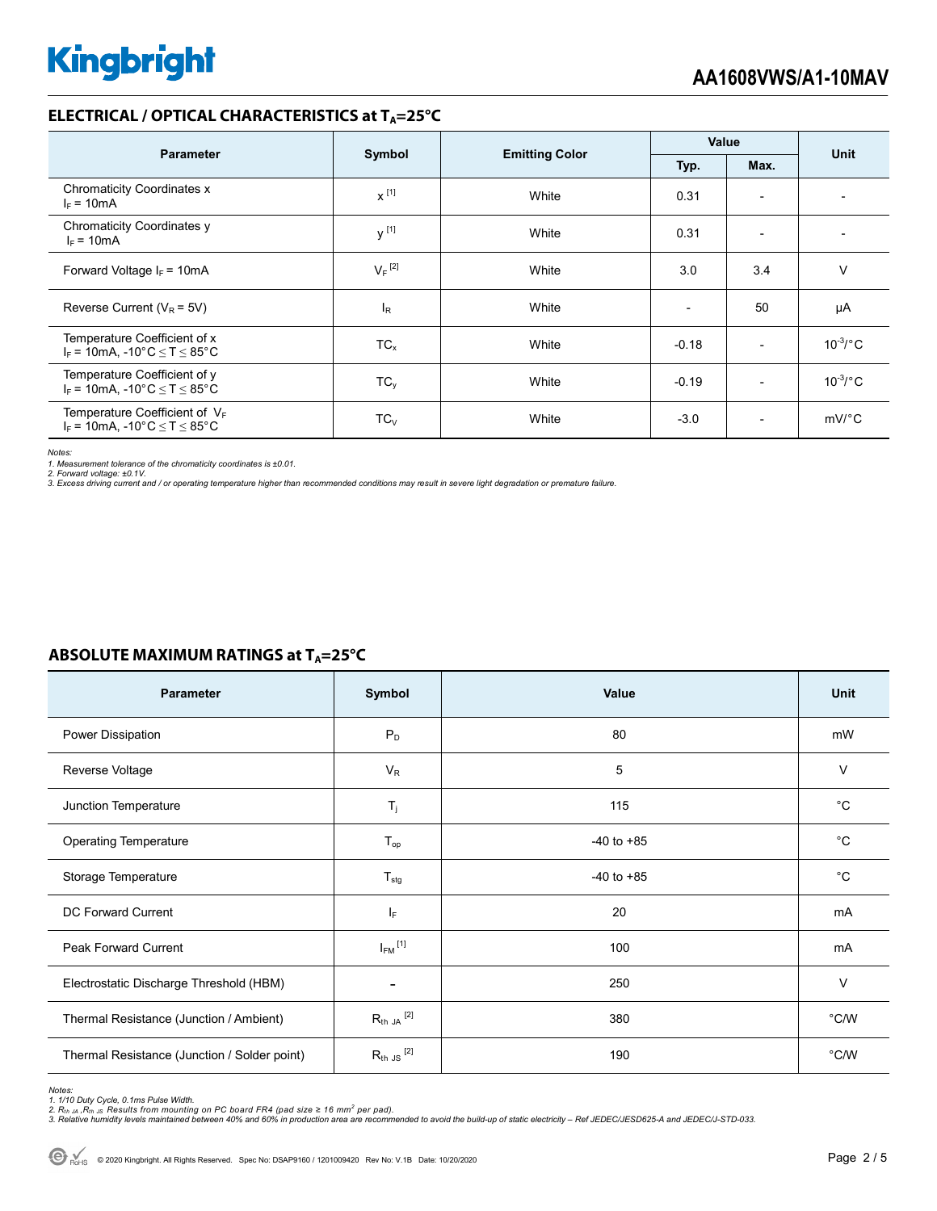## ELECTRICAL / OPTICAL CHARACTERISTICS at $T_A$=25°C

| Parameter | Symbol | Emitting Color | Value | | Unit |
|---|---|---|---|---|---|
| | | | Typ. | Max. | |
| Chromaticity Coordinates x $I_F$ = 10mA | x [1] | White | 0.31 | - | - |
| Chromaticity Coordinates y $I_F$ = 10mA | y [1] | White | 0.31 | - | - |
| Forward Voltage $I_F$ = 10mA | $V_F$ [2] | White | 3.0 | 3.4 | V |
| Reverse Current ($V_R$ = 5V) | $I_R$ | White | - | 50 | µA |
| Temperature Coefficient of x $I_F$ = 10mA, -10°C ≤ T ≤ 85°C | $TC_x$ | White | -0.18 | - | $10^{-3}$/°C |
| Temperature Coefficient of y $I_F$ = 10mA, -10°C ≤ T ≤ 85°C | $TC_y$ | White | -0.19 | - | $10^{-3}$/°C |
| Temperature Coefficient of $V_F$ $I_F$ = 10mA, -10°C ≤ T ≤ 85°C | $TC_V$ | White | -3.0 | - | mV/°C |

*Notes:*
*1. Measurement tolerance of the chromaticity coordinates is ±0.01.*
*2. Forward voltage: ±0.1V.*
*3. Excess driving current and / or operating temperature higher than recommended conditions may result in severe light degradation or premature failure.*

## ABSOLUTE MAXIMUM RATINGS at $T_A$=25°C

| Parameter | Symbol | Value | Unit |
|---|---|---|---|
| Power Dissipation | $P_D$ | 80 | mW |
| Reverse Voltage | $V_R$ | 5 | V |
| Junction Temperature | $T_j$ | 115 | °C |
| Operating Temperature | $T_{op}$ | -40 to +85 | °C |
| Storage Temperature | $T_{stg}$ | -40 to +85 | °C |
| DC Forward Current | $I_F$ | 20 | mA |
| Peak Forward Current | $I_{FM}$ [1] | 100 | mA |
| Electrostatic Discharge Threshold (HBM) | - | 250 | V |
| Thermal Resistance (Junction / Ambient) | $R_{th\ JA}$ [2] | 380 | °C/W |
| Thermal Resistance (Junction / Solder point) | $R_{th\ JS}$ [2] | 190 | °C/W |

*Notes:*
*1. 1/10 Duty Cycle, 0.1ms Pulse Width.*
*2. $R_{th\ JA}$, $R_{th\ JS}$ Results from mounting on PC board FR4 (pad size ≥ 16 $mm^2$ per pad).*
*3. Relative humidity levels maintained between 40% and 60% in production area are recommended to avoid the build-up of static electricity – Ref JEDEC/JESD625-A and JEDEC/J-STD-033.*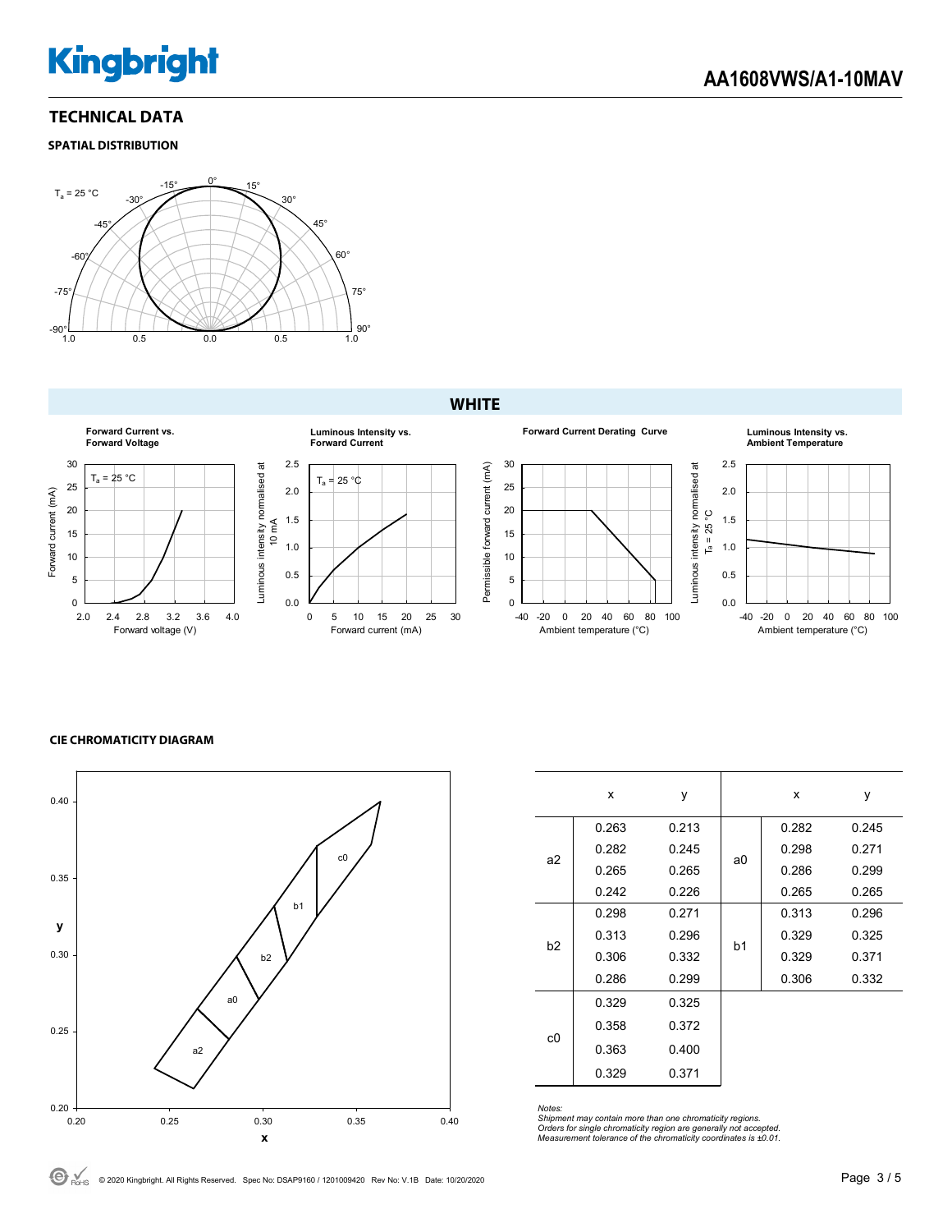## TECHNICAL DATA

### SPATIAL DISTRIBUTION

### WHITE

### CIE CHROMATICITY DIAGRAM

|  | x | y |  | x | y |
|---|---|---|---|---|---|
| a2 | 0.263 | 0.213 | a0 | 0.282 | 0.245 |
|  | 0.282 | 0.245 |  | 0.298 | 0.271 |
|  | 0.265 | 0.265 |  | 0.286 | 0.299 |
|  | 0.242 | 0.226 |  | 0.265 | 0.265 |
| b2 | 0.298 | 0.271 | b1 | 0.313 | 0.296 |
|  | 0.313 | 0.296 |  | 0.329 | 0.325 |
|  | 0.306 | 0.332 |  | 0.329 | 0.371 |
|  | 0.286 | 0.299 |  | 0.306 | 0.332 |
| c0 | 0.329 | 0.325 |  |  |  |
|  | 0.358 | 0.372 |  |  |  |
|  | 0.363 | 0.400 |  |  |  |
|  | 0.329 | 0.371 |  |  |  |

*Notes:*
*Shipment may contain more than one chromaticity regions.*
*Orders for single chromaticity region are generally not accepted.*
*Measurement tolerance of the chromaticity coordinates is ±0.01.*

© 2020 Kingbright. All Rights Reserved. Spec No: DSAP9160 / 1201009420 Rev No: V.1B Date: 10/20/2020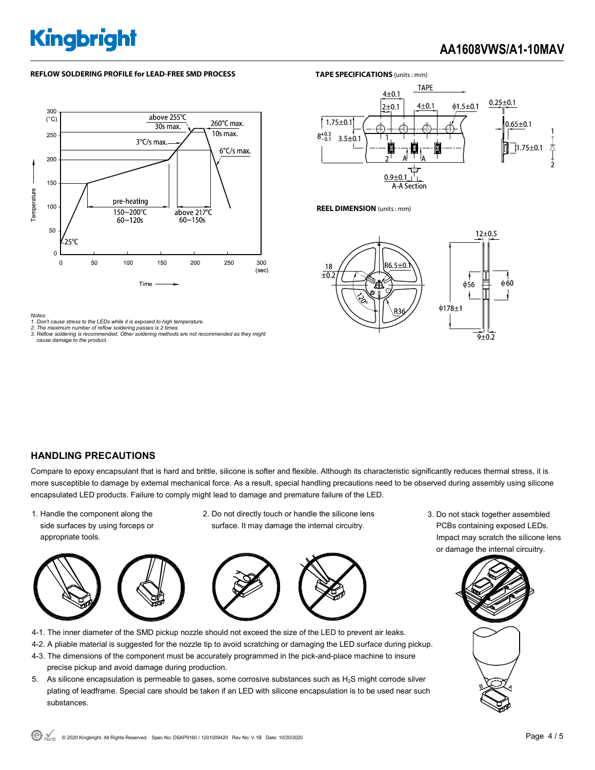## REFLOW SOLDERING PROFILE for LEAD-FREE SMD PROCESS

Notes:
1. Don't cause stress to the LEDs while it is exposed to high temperature.
2. The maximum number of reflow soldering passes is 2 times.
3. Reflow soldering is recommended. Other soldering methods are not recommended as they might cause damage to the product.

## TAPE SPECIFICATIONS (units : mm)

## REEL DIMENSION (units : mm)

## HANDLING PRECAUTIONS

Compare to epoxy encapsulant that is hard and brittle, silicone is softer and flexible. Although its characteristic significantly reduces thermal stress, it is more susceptible to damage by external mechanical force. As a result, special handling precautions need to be observed during assembly using silicone encapsulated LED products. Failure to comply might lead to damage and premature failure of the LED.

1. Handle the component along the side surfaces by using forceps or appropriate tools.
2. Do not directly touch or handle the silicone lens surface. It may damage the internal circuitry.
3. Do not stack together assembled PCBs containing exposed LEDs. Impact may scratch the silicone lens or damage the internal circuitry.

4-1. The inner diameter of the SMD pickup nozzle should not exceed the size of the LED to prevent air leaks.
4-2. A pliable material is suggested for the nozzle tip to avoid scratching or damaging the LED surface during pickup.
4-3. The dimensions of the component must be accurately programmed in the pick-and-place machine to insure precise pickup and avoid damage during production.

5. As silicone encapsulation is permeable to gases, some corrosive substances such as $H_2S$ might corrode silver plating of leadframe. Special care should be taken if an LED with silicone encapsulation is to be used near such substances.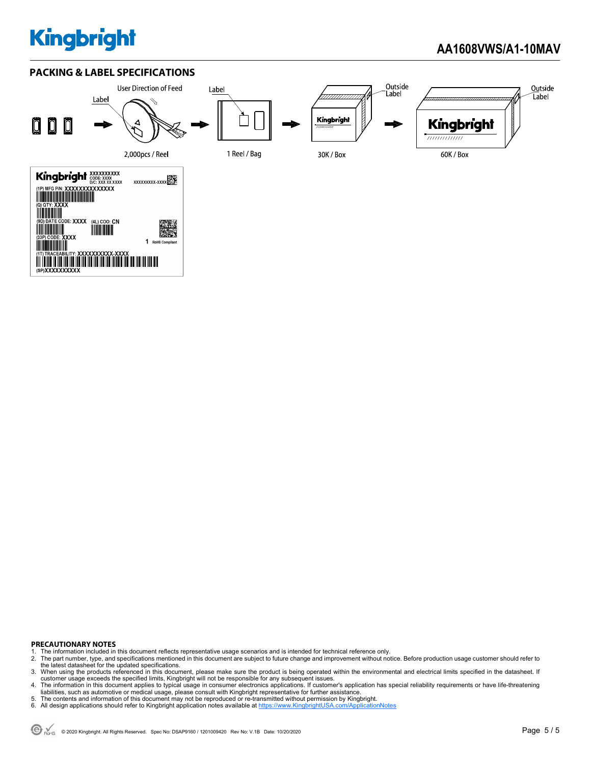## PACKING & LABEL SPECIFICATIONS

Label

User Direction of Feed

2,000pcs / Reel

Label

1 Reel / Bag

Outside Label

30K / Box

Outside Label

60K / Box

Kingbright XXXXXXXXXX
CODE: XXXX
D/C: XXX XX XXXX
XXXXXXXXX-XXXX
(1P) MFG P/N: XXXXXXXXXXXXXX
(Q) QTY: XXXX
(9D) DATE CODE: XXXX (4L) COO: CN
(33P) CODE: XXXX
1 RoHS Compliant
(1T) TRACEABILITY: XXXXXXXXXX-XXXX
(SP)XXXXXXXXXX

### PRECAUTIONARY NOTES

1. The information included in this document reflects representative usage scenarios and is intended for technical reference only.
2. The part number, type, and specifications mentioned in this document are subject to future change and improvement without notice. Before production usage customer should refer to the latest datasheet for the updated specifications.
3. When using the products referenced in this document, please make sure the product is being operated within the environmental and electrical limits specified in the datasheet. If customer usage exceeds the specified limits, Kingbright will not be responsible for any subsequent issues.
4. The information in this document applies to typical usage in consumer electronics applications. If customer's application has special reliability requirements or have life-threatening liabilities, such as automotive or medical usage, please consult with Kingbright representative for further assistance.
5. The contents and information of this document may not be reproduced or re-transmitted without permission by Kingbright.
6. All design applications should refer to Kingbright application notes available at https://www.KingbrightUSA.com/ApplicationNotes

© 2020 Kingbright. All Rights Reserved. Spec No: DSAP9160 / 1201009420 Rev No: V.1B Date: 10/20/2020